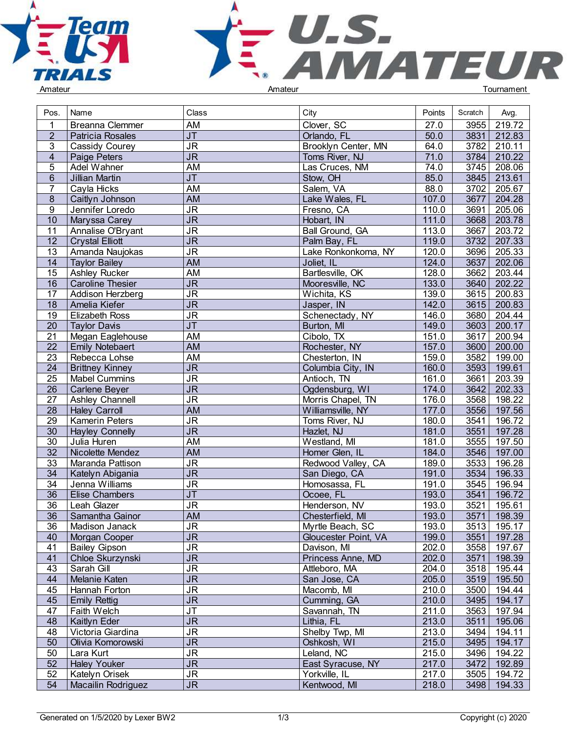Amateur | Amateur | Tournament

| Pos. | Name | Class | City | Points | Scratch | Avg. |
|---|---|---|---|---|---|---|
| 1 | Breanna Clemmer | AM | Clover, SC | 27.0 | 3955 | 219.72 |
| 2 | Patricia Rosales | JT | Orlando, FL | 50.0 | 3831 | 212.83 |
| 3 | Cassidy Courey | JR | Brooklyn Center, MN | 64.0 | 3782 | 210.11 |
| 4 | Paige Peters | JR | Toms River, NJ | 71.0 | 3784 | 210.22 |
| 5 | Adel Wahner | AM | Las Cruces, NM | 74.0 | 3745 | 208.06 |
| 6 | Jillian Martin | JT | Stow, OH | 85.0 | 3845 | 213.61 |
| 7 | Cayla Hicks | AM | Salem, VA | 88.0 | 3702 | 205.67 |
| 8 | Caitlyn Johnson | AM | Lake Wales, FL | 107.0 | 3677 | 204.28 |
| 9 | Jennifer Loredo | JR | Fresno, CA | 110.0 | 3691 | 205.06 |
| 10 | Maryssa Carey | JR | Hobart, IN | 111.0 | 3668 | 203.78 |
| 11 | Annalise O'Bryant | JR | Ball Ground, GA | 113.0 | 3667 | 203.72 |
| 12 | Crystal Elliott | JR | Palm Bay, FL | 119.0 | 3732 | 207.33 |
| 13 | Amanda Naujokas | JR | Lake Ronkonkoma, NY | 120.0 | 3696 | 205.33 |
| 14 | Taylor Bailey | AM | Joliet, IL | 124.0 | 3637 | 202.06 |
| 15 | Ashley Rucker | AM | Bartlesville, OK | 128.0 | 3662 | 203.44 |
| 16 | Caroline Thesier | JR | Mooresville, NC | 133.0 | 3640 | 202.22 |
| 17 | Addison Herzberg | JR | Wichita, KS | 139.0 | 3615 | 200.83 |
| 18 | Amelia Kiefer | JR | Jasper, IN | 142.0 | 3615 | 200.83 |
| 19 | Elizabeth Ross | JR | Schenectady, NY | 146.0 | 3680 | 204.44 |
| 20 | Taylor Davis | JT | Burton, MI | 149.0 | 3603 | 200.17 |
| 21 | Megan Eaglehouse | AM | Cibolo, TX | 151.0 | 3617 | 200.94 |
| 22 | Emily Notebaert | AM | Rochester, NY | 157.0 | 3600 | 200.00 |
| 23 | Rebecca Lohse | AM | Chesterton, IN | 159.0 | 3582 | 199.00 |
| 24 | Brittney Kinney | JR | Columbia City, IN | 160.0 | 3593 | 199.61 |
| 25 | Mabel Cummins | JR | Antioch, TN | 161.0 | 3661 | 203.39 |
| 26 | Carlene Beyer | JR | Ogdensburg, WI | 174.0 | 3642 | 202.33 |
| 27 | Ashley Channell | JR | Morris Chapel, TN | 176.0 | 3568 | 198.22 |
| 28 | Haley Carroll | AM | Williamsville, NY | 177.0 | 3556 | 197.56 |
| 29 | Kamerin Peters | JR | Toms River, NJ | 180.0 | 3541 | 196.72 |
| 30 | Hayley Connelly | JR | Hazlet, NJ | 181.0 | 3551 | 197.28 |
| 30 | Julia Huren | AM | Westland, MI | 181.0 | 3555 | 197.50 |
| 32 | Nicolette Mendez | AM | Homer Glen, IL | 184.0 | 3546 | 197.00 |
| 33 | Maranda Pattison | JR | Redwood Valley, CA | 189.0 | 3533 | 196.28 |
| 34 | Katelyn Abigania | JR | San Diego, CA | 191.0 | 3534 | 196.33 |
| 34 | Jenna Williams | JR | Homosassa, FL | 191.0 | 3545 | 196.94 |
| 36 | Elise Chambers | JT | Ocoee, FL | 193.0 | 3541 | 196.72 |
| 36 | Leah Glazer | JR | Henderson, NV | 193.0 | 3521 | 195.61 |
| 36 | Samantha Gainor | AM | Chesterfield, MI | 193.0 | 3571 | 198.39 |
| 36 | Madison Janack | JR | Myrtle Beach, SC | 193.0 | 3513 | 195.17 |
| 40 | Morgan Cooper | JR | Gloucester Point, VA | 199.0 | 3551 | 197.28 |
| 41 | Bailey Gipson | JR | Davison, MI | 202.0 | 3558 | 197.67 |
| 41 | Chloe Skurzynski | JR | Princess Anne, MD | 202.0 | 3571 | 198.39 |
| 43 | Sarah Gill | JR | Attleboro, MA | 204.0 | 3518 | 195.44 |
| 44 | Melanie Katen | JR | San Jose, CA | 205.0 | 3519 | 195.50 |
| 45 | Hannah Forton | JR | Macomb, MI | 210.0 | 3500 | 194.44 |
| 45 | Emily Rettig | JR | Cumming, GA | 210.0 | 3495 | 194.17 |
| 47 | Faith Welch | JT | Savannah, TN | 211.0 | 3563 | 197.94 |
| 48 | Kaitlyn Eder | JR | Lithia, FL | 213.0 | 3511 | 195.06 |
| 48 | Victoria Giardina | JR | Shelby Twp, MI | 213.0 | 3494 | 194.11 |
| 50 | Olivia Komorowski | JR | Oshkosh, WI | 215.0 | 3495 | 194.17 |
| 50 | Lara Kurt | JR | Leland, NC | 215.0 | 3496 | 194.22 |
| 52 | Haley Youker | JR | East Syracuse, NY | 217.0 | 3472 | 192.89 |
| 52 | Katelyn Orisek | JR | Yorkville, IL | 217.0 | 3505 | 194.72 |
| 54 | Macailin Rodriguez | JR | Kentwood, MI | 218.0 | 3498 | 194.33 |

Generated on 1/5/2020 by Lexer BW2 | Copyright (c) 2020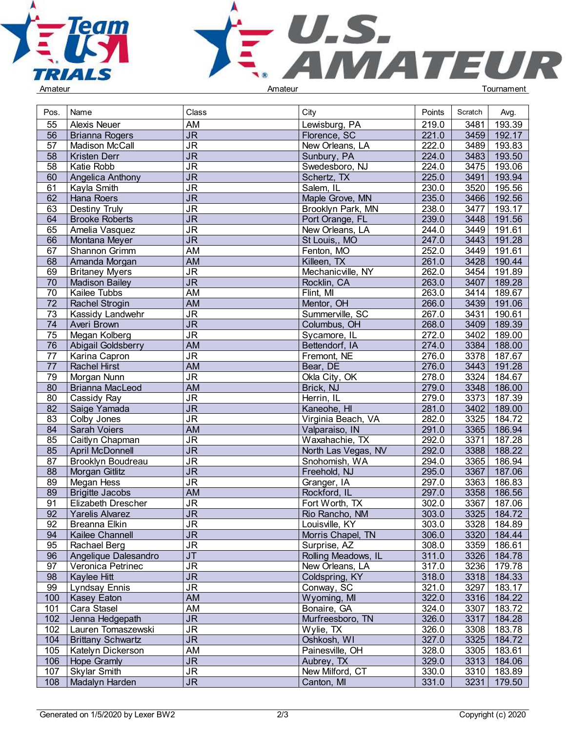| Pos. | Name | Class | City | Points | Scratch | Avg. |
|---|---|---|---|---|---|---|
| 55 | Alexis Neuer | AM | Lewisburg, PA | 219.0 | 3481 | 193.39 |
| 56 | Brianna Rogers | JR | Florence, SC | 221.0 | 3459 | 192.17 |
| 57 | Madison McCall | JR | New Orleans, LA | 222.0 | 3489 | 193.83 |
| 58 | Kristen Derr | JR | Sunbury, PA | 224.0 | 3483 | 193.50 |
| 58 | Katie Robb | JR | Swedesboro, NJ | 224.0 | 3475 | 193.06 |
| 60 | Angelica Anthony | JR | Schertz, TX | 225.0 | 3491 | 193.94 |
| 61 | Kayla Smith | JR | Salem, IL | 230.0 | 3520 | 195.56 |
| 62 | Hana Roers | JR | Maple Grove, MN | 235.0 | 3466 | 192.56 |
| 63 | Destiny Truly | JR | Brooklyn Park, MN | 238.0 | 3477 | 193.17 |
| 64 | Brooke Roberts | JR | Port Orange, FL | 239.0 | 3448 | 191.56 |
| 65 | Amelia Vasquez | JR | New Orleans, LA | 244.0 | 3449 | 191.61 |
| 66 | Montana Meyer | JR | St Louis,, MO | 247.0 | 3443 | 191.28 |
| 67 | Shannon Grimm | AM | Fenton, MO | 252.0 | 3449 | 191.61 |
| 68 | Amanda Morgan | AM | Killeen, TX | 261.0 | 3428 | 190.44 |
| 69 | Britaney Myers | JR | Mechanicville, NY | 262.0 | 3454 | 191.89 |
| 70 | Madison Bailey | JR | Rocklin, CA | 263.0 | 3407 | 189.28 |
| 70 | Kailee Tubbs | AM | Flint, MI | 263.0 | 3414 | 189.67 |
| 72 | Rachel Strogin | AM | Mentor, OH | 266.0 | 3439 | 191.06 |
| 73 | Kassidy Landwehr | JR | Summerville, SC | 267.0 | 3431 | 190.61 |
| 74 | Averi Brown | JR | Columbus, OH | 268.0 | 3409 | 189.39 |
| 75 | Megan Kolberg | JR | Sycamore, IL | 272.0 | 3402 | 189.00 |
| 76 | Abigail Goldsberry | AM | Bettendorf, IA | 274.0 | 3384 | 188.00 |
| 77 | Karina Capron | JR | Fremont, NE | 276.0 | 3378 | 187.67 |
| 77 | Rachel Hirst | AM | Bear, DE | 276.0 | 3443 | 191.28 |
| 79 | Morgan Nunn | JR | Okla City, OK | 278.0 | 3324 | 184.67 |
| 80 | Brianna MacLeod | AM | Brick, NJ | 279.0 | 3348 | 186.00 |
| 80 | Cassidy Ray | JR | Herrin, IL | 279.0 | 3373 | 187.39 |
| 82 | Saige Yamada | JR | Kaneohe, HI | 281.0 | 3402 | 189.00 |
| 83 | Colby Jones | JR | Virginia Beach, VA | 282.0 | 3325 | 184.72 |
| 84 | Sarah Voiers | AM | Valparaiso, IN | 291.0 | 3365 | 186.94 |
| 85 | Caitlyn Chapman | JR | Waxahachie, TX | 292.0 | 3371 | 187.28 |
| 85 | April McDonnell | JR | North Las Vegas, NV | 292.0 | 3388 | 188.22 |
| 87 | Brooklyn Boudreau | JR | Snohomish, WA | 294.0 | 3365 | 186.94 |
| 88 | Morgan Gitlitz | JR | Freehold, NJ | 295.0 | 3367 | 187.06 |
| 89 | Megan Hess | JR | Granger, IA | 297.0 | 3363 | 186.83 |
| 89 | Brigitte Jacobs | AM | Rockford, IL | 297.0 | 3358 | 186.56 |
| 91 | Elizabeth Drescher | JR | Fort Worth, TX | 302.0 | 3367 | 187.06 |
| 92 | Yarelis Alvarez | JR | Rio Rancho, NM | 303.0 | 3325 | 184.72 |
| 92 | Breanna Elkin | JR | Louisville, KY | 303.0 | 3328 | 184.89 |
| 94 | Kailee Channell | JR | Morris Chapel, TN | 306.0 | 3320 | 184.44 |
| 95 | Rachael Berg | JR | Surprise, AZ | 308.0 | 3359 | 186.61 |
| 96 | Angelique Dalesandro | JT | Rolling Meadows, IL | 311.0 | 3326 | 184.78 |
| 97 | Veronica Petrinec | JR | New Orleans, LA | 317.0 | 3236 | 179.78 |
| 98 | Kaylee Hitt | JR | Coldspring, KY | 318.0 | 3318 | 184.33 |
| 99 | Lyndsay Ennis | JR | Conway, SC | 321.0 | 3297 | 183.17 |
| 100 | Kasey Eaton | AM | Wyoming, MI | 322.0 | 3316 | 184.22 |
| 101 | Cara Stasel | AM | Bonaire, GA | 324.0 | 3307 | 183.72 |
| 102 | Jenna Hedgepath | JR | Murfreesboro, TN | 326.0 | 3317 | 184.28 |
| 102 | Lauren Tomaszewski | JR | Wylie, TX | 326.0 | 3308 | 183.78 |
| 104 | Brittany Schwartz | JR | Oshkosh, WI | 327.0 | 3325 | 184.72 |
| 105 | Katelyn Dickerson | AM | Painesville, OH | 328.0 | 3305 | 183.61 |
| 106 | Hope Gramly | JR | Aubrey, TX | 329.0 | 3313 | 184.06 |
| 107 | Skylar Smith | JR | New Milford, CT | 330.0 | 3310 | 183.89 |
| 108 | Madalyn Harden | JR | Canton, MI | 331.0 | 3231 | 179.50 |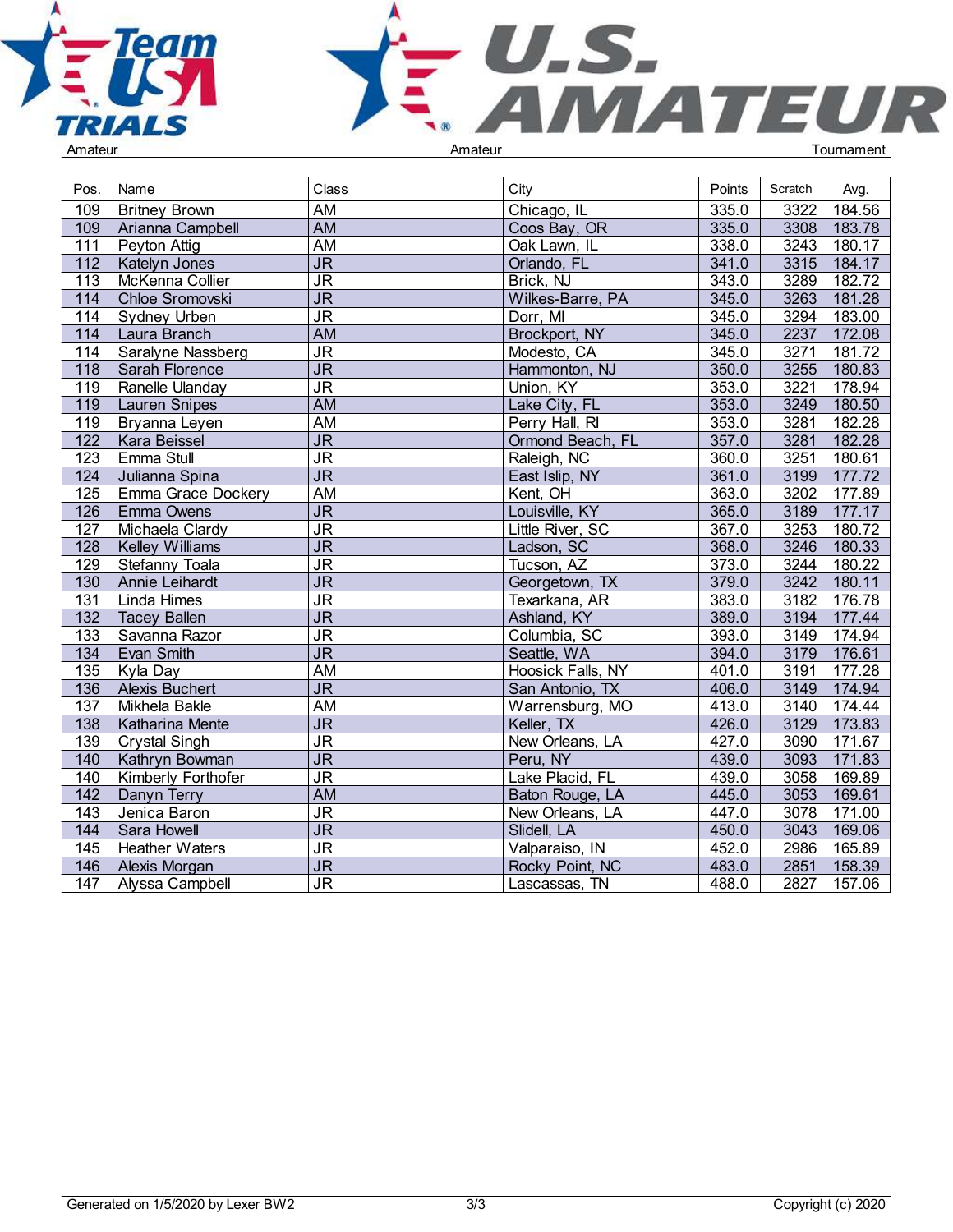Amateur Amateur Tournament

| Pos. | Name | Class | City | Points | Scratch | Avg. |
| --- | --- | --- | --- | --- | --- | --- |
| 109 | Britney Brown | AM | Chicago, IL | 335.0 | 3322 | 184.56 |
| 109 | Arianna Campbell | AM | Coos Bay, OR | 335.0 | 3308 | 183.78 |
| 111 | Peyton Attig | AM | Oak Lawn, IL | 338.0 | 3243 | 180.17 |
| 112 | Katelyn Jones | JR | Orlando, FL | 341.0 | 3315 | 184.17 |
| 113 | McKenna Collier | JR | Brick, NJ | 343.0 | 3289 | 182.72 |
| 114 | Chloe Sromovski | JR | Wilkes-Barre, PA | 345.0 | 3263 | 181.28 |
| 114 | Sydney Urben | JR | Dorr, MI | 345.0 | 3294 | 183.00 |
| 114 | Laura Branch | AM | Brockport, NY | 345.0 | 2237 | 172.08 |
| 114 | Saralyne Nassberg | JR | Modesto, CA | 345.0 | 3271 | 181.72 |
| 118 | Sarah Florence | JR | Hammonton, NJ | 350.0 | 3255 | 180.83 |
| 119 | Ranelle Ulanday | JR | Union, KY | 353.0 | 3221 | 178.94 |
| 119 | Lauren Snipes | AM | Lake City, FL | 353.0 | 3249 | 180.50 |
| 119 | Bryanna Leyen | AM | Perry Hall, RI | 353.0 | 3281 | 182.28 |
| 122 | Kara Beissel | JR | Ormond Beach, FL | 357.0 | 3281 | 182.28 |
| 123 | Emma Stull | JR | Raleigh, NC | 360.0 | 3251 | 180.61 |
| 124 | Julianna Spina | JR | East Islip, NY | 361.0 | 3199 | 177.72 |
| 125 | Emma Grace Dockery | AM | Kent, OH | 363.0 | 3202 | 177.89 |
| 126 | Emma Owens | JR | Louisville, KY | 365.0 | 3189 | 177.17 |
| 127 | Michaela Clardy | JR | Little River, SC | 367.0 | 3253 | 180.72 |
| 128 | Kelley Williams | JR | Ladson, SC | 368.0 | 3246 | 180.33 |
| 129 | Stefanny Toala | JR | Tucson, AZ | 373.0 | 3244 | 180.22 |
| 130 | Annie Leihardt | JR | Georgetown, TX | 379.0 | 3242 | 180.11 |
| 131 | Linda Himes | JR | Texarkana, AR | 383.0 | 3182 | 176.78 |
| 132 | Tacey Ballen | JR | Ashland, KY | 389.0 | 3194 | 177.44 |
| 133 | Savanna Razor | JR | Columbia, SC | 393.0 | 3149 | 174.94 |
| 134 | Evan Smith | JR | Seattle, WA | 394.0 | 3179 | 176.61 |
| 135 | Kyla Day | AM | Hoosick Falls, NY | 401.0 | 3191 | 177.28 |
| 136 | Alexis Buchert | JR | San Antonio, TX | 406.0 | 3149 | 174.94 |
| 137 | Mikhela Bakle | AM | Warrensburg, MO | 413.0 | 3140 | 174.44 |
| 138 | Katharina Mente | JR | Keller, TX | 426.0 | 3129 | 173.83 |
| 139 | Crystal Singh | JR | New Orleans, LA | 427.0 | 3090 | 171.67 |
| 140 | Kathryn Bowman | JR | Peru, NY | 439.0 | 3093 | 171.83 |
| 140 | Kimberly Forthofer | JR | Lake Placid, FL | 439.0 | 3058 | 169.89 |
| 142 | Danyn Terry | AM | Baton Rouge, LA | 445.0 | 3053 | 169.61 |
| 143 | Jenica Baron | JR | New Orleans, LA | 447.0 | 3078 | 171.00 |
| 144 | Sara Howell | JR | Slidell, LA | 450.0 | 3043 | 169.06 |
| 145 | Heather Waters | JR | Valparaiso, IN | 452.0 | 2986 | 165.89 |
| 146 | Alexis Morgan | JR | Rocky Point, NC | 483.0 | 2851 | 158.39 |
| 147 | Alyssa Campbell | JR | Lascassas, TN | 488.0 | 2827 | 157.06 |

Generated on 1/5/2020 by Lexer BW2 Copyright (c) 2020